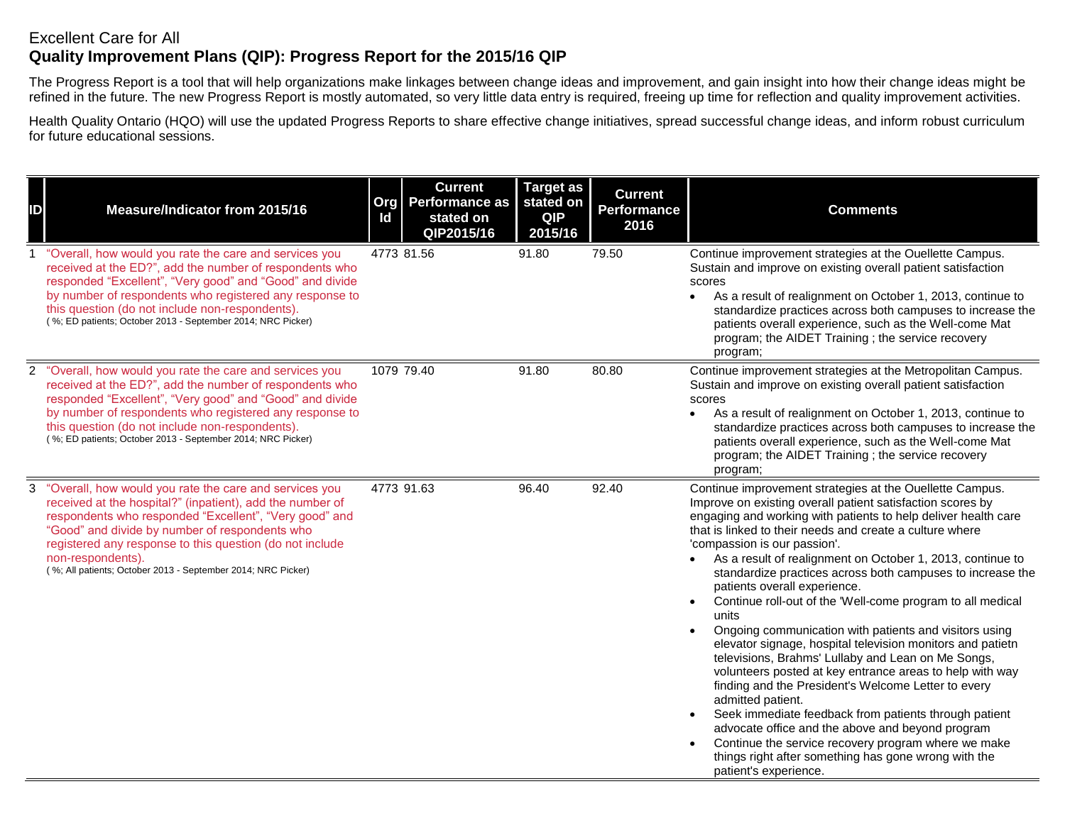Excellent Care for All

**Quality Improvement Plans (QIP): Progress Report for the 2015/16 QIP**

The Progress Report is a tool that will help organizations make linkages between change ideas and improvement, and gain insight into how their change ideas might be refined in the future. The new Progress Report is mostly automated, so very little data entry is required, freeing up time for reflection and quality improvement activities.

Health Quality Ontario (HQO) will use the updated Progress Reports to share effective change initiatives, spread successful change ideas, and inform robust curriculum for future educational sessions.

| ID | Measure/Indicator from 2015/16 | Org Id | Current Performance as stated on QIP2015/16 | Target as stated on QIP 2015/16 | Current Performance 2016 | Comments |
|---|---|---|---|---|---|---|
| 1 | "Overall, how would you rate the care and services you received at the ED?", add the number of respondents who responded "Excellent", "Very good" and "Good" and divide by number of respondents who registered any response to this question (do not include non-respondents). ( %; ED patients; October 2013 - September 2014; NRC Picker) | 4773 | 81.56 | 91.80 | 79.50 | Continue improvement strategies at the Ouellette Campus. Sustain and improve on existing overall patient satisfaction scores<br>• As a result of realignment on October 1, 2013, continue to standardize practices across both campuses to increase the patients overall experience, such as the Well-come Mat program; the AIDET Training ; the service recovery program; |
| 2 | "Overall, how would you rate the care and services you received at the ED?", add the number of respondents who responded "Excellent", "Very good" and "Good" and divide by number of respondents who registered any response to this question (do not include non-respondents). ( %; ED patients; October 2013 - September 2014; NRC Picker) | 1079 | 79.40 | 91.80 | 80.80 | Continue improvement strategies at the Metropolitan Campus. Sustain and improve on existing overall patient satisfaction scores<br>• As a result of realignment on October 1, 2013, continue to standardize practices across both campuses to increase the patients overall experience, such as the Well-come Mat program; the AIDET Training ; the service recovery program; |
| 3 | "Overall, how would you rate the care and services you received at the hospital?" (inpatient), add the number of respondents who responded "Excellent", "Very good" and "Good" and divide by number of respondents who registered any response to this question (do not include non-respondents). ( %; All patients; October 2013 - September 2014; NRC Picker) | 4773 | 91.63 | 96.40 | 92.40 | Continue improvement strategies at the Ouellette Campus. Improve on existing overall patient satisfaction scores by engaging and working with patients to help deliver health care that is linked to their needs and create a culture where 'compassion is our passion'.<br>• As a result of realignment on October 1, 2013, continue to standardize practices across both campuses to increase the patients overall experience.<br>• Continue roll-out of the 'Well-come program to all medical units<br>• Ongoing communication with patients and visitors using elevator signage, hospital television monitors and patietn televisions, Brahms' Lullaby and Lean on Me Songs, volunteers posted at key entrance areas to help with way finding and the President's Welcome Letter to every admitted patient.<br>• Seek immediate feedback from patients through patient advocate office and the above and beyond program<br>• Continue the service recovery program where we make things right after something has gone wrong with the patient's experience. |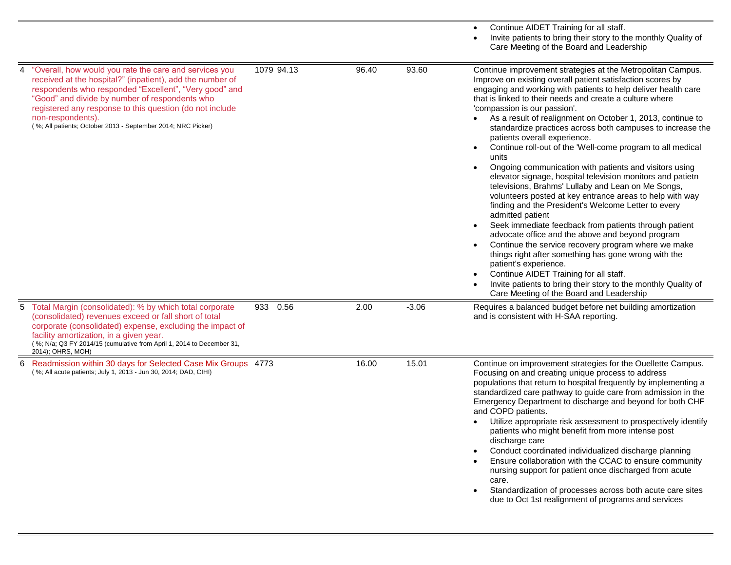| | | | | | |
|---|---|---|---|---|---|
| | | | | | • Continue AIDET Training for all staff.<br>• Invite patients to bring their story to the monthly Quality of Care Meeting of the Board and Leadership |
| 4 | "Overall, how would you rate the care and services you received at the hospital?" (inpatient), add the number of respondents who responded "Excellent", "Very good" and "Good" and divide by number of respondents who registered any response to this question (do not include non-respondents).<br>( %; All patients; October 2013 - September 2014; NRC Picker) | 1079 94.13 | 96.40 | 93.60 | Continue improvement strategies at the Metropolitan Campus. Improve on existing overall patient satisfaction scores by engaging and working with patients to help deliver health care that is linked to their needs and create a culture where 'compassion is our passion'.<br>• As a result of realignment on October 1, 2013, continue to standardize practices across both campuses to increase the patients overall experience.<br>• Continue roll-out of the 'Well-come program to all medical units<br>• Ongoing communication with patients and visitors using elevator signage, hospital television monitors and patietn televisions, Brahms' Lullaby and Lean on Me Songs, volunteers posted at key entrance areas to help with way finding and the President's Welcome Letter to every admitted patient<br>• Seek immediate feedback from patients through patient advocate office and the above and beyond program<br>• Continue the service recovery program where we make things right after something has gone wrong with the patient's experience.<br>• Continue AIDET Training for all staff.<br>• Invite patients to bring their story to the monthly Quality of Care Meeting of the Board and Leadership |
| 5 | Total Margin (consolidated): % by which total corporate (consolidated) revenues exceed or fall short of total corporate (consolidated) expense, excluding the impact of facility amortization, in a given year.<br>( %; N/a; Q3 FY 2014/15 (cumulative from April 1, 2014 to December 31, 2014); OHRS, MOH) | 933 0.56 | 2.00 | -3.06 | Requires a balanced budget before net building amortization and is consistent with H-SAA reporting. |
| 6 | Readmission within 30 days for Selected Case Mix Groups<br>( %; All acute patients; July 1, 2013 - Jun 30, 2014; DAD, CIHI) | 4773 | 16.00 | 15.01 | Continue on improvement strategies for the Ouellette Campus. Focusing on and creating unique process to address populations that return to hospital frequently by implementing a standardized care pathway to guide care from admission in the Emergency Department to discharge and beyond for both CHF and COPD patients.<br>• Utilize appropriate risk assessment to prospectively identify patients who might benefit from more intense post discharge care<br>• Conduct coordinated individualized discharge planning<br>• Ensure collaboration with the CCAC to ensure community nursing support for patient once discharged from acute care.<br>• Standardization of processes across both acute care sites due to Oct 1st realignment of programs and services |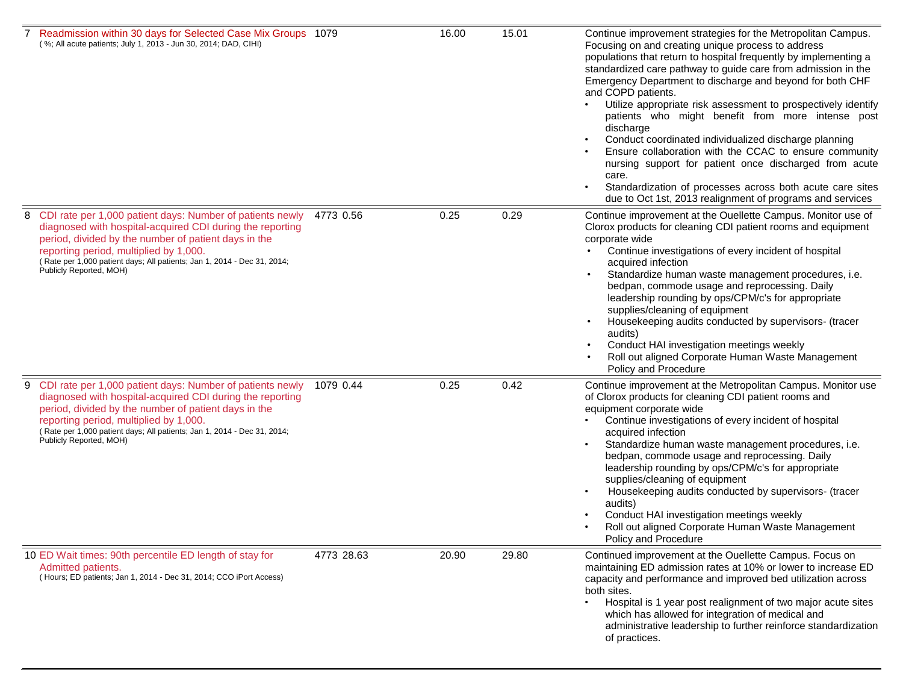| # | Measure/Indicator | Org Id | Current Performance | Target | Performance | Comments |
|---|---|---|---|---|---|---|
| 7 | Readmission within 30 days for Selected Case Mix Groups<br>( %; All acute patients; July 1, 2013 - Jun 30, 2014; DAD, CIHI) | 1079 | | 16.00 | 15.01 | Continue improvement strategies for the Metropolitan Campus. Focusing on and creating unique process to address populations that return to hospital frequently by implementing a standardized care pathway to guide care from admission in the Emergency Department to discharge and beyond for both CHF and COPD patients.<br>• Utilize appropriate risk assessment to prospectively identify patients who might benefit from more intense post discharge<br>• Conduct coordinated individualized discharge planning<br>• Ensure collaboration with the CCAC to ensure community nursing support for patient once discharged from acute care.<br>• Standardization of processes across both acute care sites due to Oct 1st, 2013 realignment of programs and services |
| 8 | CDI rate per 1,000 patient days: Number of patients newly diagnosed with hospital-acquired CDI during the reporting period, divided by the number of patient days in the reporting period, multiplied by 1,000.<br>( Rate per 1,000 patient days; All patients; Jan 1, 2014 - Dec 31, 2014; Publicly Reported, MOH) | 4773 | 0.56 | 0.25 | 0.29 | Continue improvement at the Ouellette Campus. Monitor use of Clorox products for cleaning CDI patient rooms and equipment corporate wide<br>• Continue investigations of every incident of hospital acquired infection<br>• Standardize human waste management procedures, i.e. bedpan, commode usage and reprocessing. Daily leadership rounding by ops/CPM/c's for appropriate supplies/cleaning of equipment<br>• Housekeeping audits conducted by supervisors- (tracer audits)<br>• Conduct HAI investigation meetings weekly<br>• Roll out aligned Corporate Human Waste Management Policy and Procedure |
| 9 | CDI rate per 1,000 patient days: Number of patients newly diagnosed with hospital-acquired CDI during the reporting period, divided by the number of patient days in the reporting period, multiplied by 1,000.<br>( Rate per 1,000 patient days; All patients; Jan 1, 2014 - Dec 31, 2014; Publicly Reported, MOH) | 1079 | 0.44 | 0.25 | 0.42 | Continue improvement at the Metropolitan Campus. Monitor use of Clorox products for cleaning CDI patient rooms and equipment corporate wide<br>• Continue investigations of every incident of hospital acquired infection<br>• Standardize human waste management procedures, i.e. bedpan, commode usage and reprocessing. Daily leadership rounding by ops/CPM/c's for appropriate supplies/cleaning of equipment<br>• Housekeeping audits conducted by supervisors- (tracer audits)<br>• Conduct HAI investigation meetings weekly<br>• Roll out aligned Corporate Human Waste Management Policy and Procedure |
| 10 | ED Wait times: 90th percentile ED length of stay for Admitted patients.<br>( Hours; ED patients; Jan 1, 2014 - Dec 31, 2014; CCO iPort Access) | 4773 | 28.63 | 20.90 | 29.80 | Continued improvement at the Ouellette Campus. Focus on maintaining ED admission rates at 10% or lower to increase ED capacity and performance and improved bed utilization across both sites.<br>• Hospital is 1 year post realignment of two major acute sites which has allowed for integration of medical and administrative leadership to further reinforce standardization of practices. |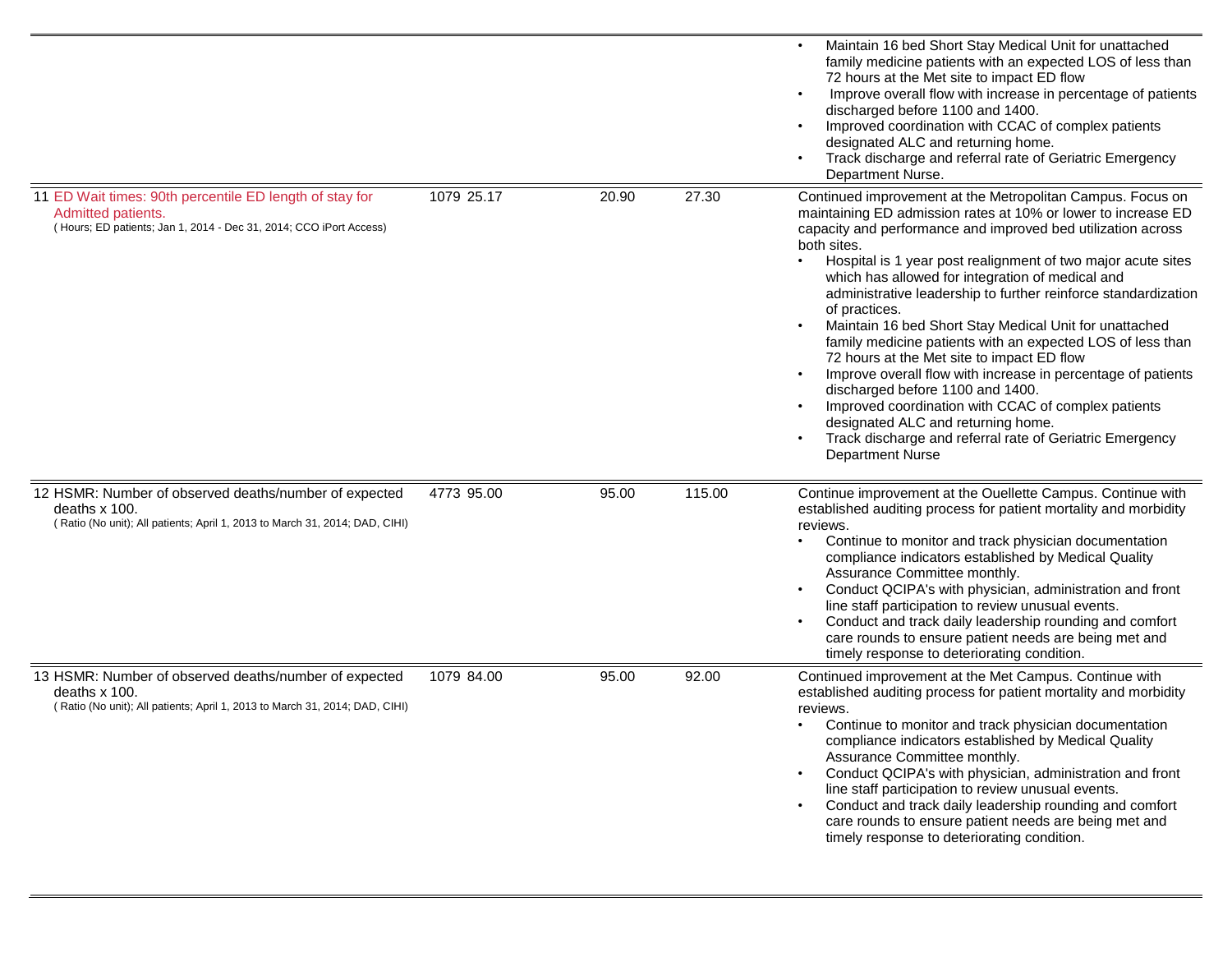| | | | | |
|---|---|---|---|---|
| | | | | • Maintain 16 bed Short Stay Medical Unit for unattached family medicine patients with an expected LOS of less than 72 hours at the Met site to impact ED flow<br>• Improve overall flow with increase in percentage of patients discharged before 1100 and 1400.<br>• Improved coordination with CCAC of complex patients designated ALC and returning home.<br>• Track discharge and referral rate of Geriatric Emergency Department Nurse. |
| 11 ED Wait times: 90th percentile ED length of stay for Admitted patients.<br>( Hours; ED patients; Jan 1, 2014 - Dec 31, 2014; CCO iPort Access) | 1079 25.17 | 20.90 | 27.30 | Continued improvement at the Metropolitan Campus. Focus on maintaining ED admission rates at 10% or lower to increase ED capacity and performance and improved bed utilization across both sites.<br>• Hospital is 1 year post realignment of two major acute sites which has allowed for integration of medical and administrative leadership to further reinforce standardization of practices.<br>• Maintain 16 bed Short Stay Medical Unit for unattached family medicine patients with an expected LOS of less than 72 hours at the Met site to impact ED flow<br>• Improve overall flow with increase in percentage of patients discharged before 1100 and 1400.<br>• Improved coordination with CCAC of complex patients designated ALC and returning home.<br>• Track discharge and referral rate of Geriatric Emergency Department Nurse |
| 12 HSMR: Number of observed deaths/number of expected deaths x 100.<br>( Ratio (No unit); All patients; April 1, 2013 to March 31, 2014; DAD, CIHI) | 4773 95.00 | 95.00 | 115.00 | Continue improvement at the Ouellette Campus. Continue with established auditing process for patient mortality and morbidity reviews.<br>• Continue to monitor and track physician documentation compliance indicators established by Medical Quality Assurance Committee monthly.<br>• Conduct QCIPA's with physician, administration and front line staff participation to review unusual events.<br>• Conduct and track daily leadership rounding and comfort care rounds to ensure patient needs are being met and timely response to deteriorating condition. |
| 13 HSMR: Number of observed deaths/number of expected deaths x 100.<br>( Ratio (No unit); All patients; April 1, 2013 to March 31, 2014; DAD, CIHI) | 1079 84.00 | 95.00 | 92.00 | Continued improvement at the Met Campus. Continue with established auditing process for patient mortality and morbidity reviews.<br>• Continue to monitor and track physician documentation compliance indicators established by Medical Quality Assurance Committee monthly.<br>• Conduct QCIPA's with physician, administration and front line staff participation to review unusual events.<br>• Conduct and track daily leadership rounding and comfort care rounds to ensure patient needs are being met and timely response to deteriorating condition. |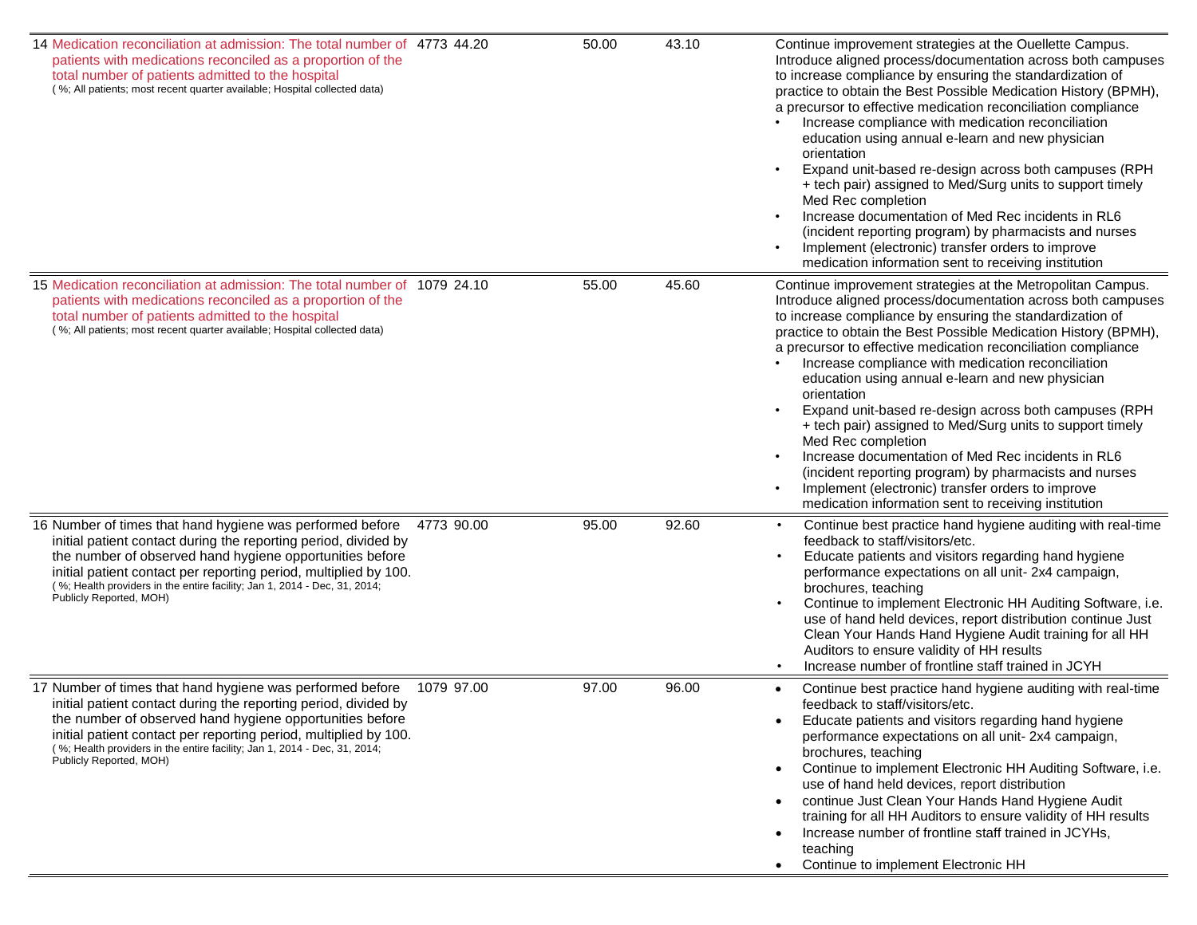| | | | | | |
|---|---|---|---|---|---|
| 14 Medication reconciliation at admission: The total number of patients with medications reconciled as a proportion of the total number of patients admitted to the hospital<br>( %; All patients; most recent quarter available; Hospital collected data) | 4773 | 44.20 | 50.00 | 43.10 | Continue improvement strategies at the Ouellette Campus. Introduce aligned process/documentation across both campuses to increase compliance by ensuring the standardization of practice to obtain the Best Possible Medication History (BPMH), a precursor to effective medication reconciliation compliance<br>• Increase compliance with medication reconciliation education using annual e-learn and new physician orientation<br>• Expand unit-based re-design across both campuses (RPH + tech pair) assigned to Med/Surg units to support timely Med Rec completion<br>• Increase documentation of Med Rec incidents in RL6 (incident reporting program) by pharmacists and nurses<br>• Implement (electronic) transfer orders to improve medication information sent to receiving institution |
| 15 Medication reconciliation at admission: The total number of patients with medications reconciled as a proportion of the total number of patients admitted to the hospital<br>( %; All patients; most recent quarter available; Hospital collected data) | 1079 | 24.10 | 55.00 | 45.60 | Continue improvement strategies at the Metropolitan Campus. Introduce aligned process/documentation across both campuses to increase compliance by ensuring the standardization of practice to obtain the Best Possible Medication History (BPMH), a precursor to effective medication reconciliation compliance<br>• Increase compliance with medication reconciliation education using annual e-learn and new physician orientation<br>• Expand unit-based re-design across both campuses (RPH + tech pair) assigned to Med/Surg units to support timely Med Rec completion<br>• Increase documentation of Med Rec incidents in RL6 (incident reporting program) by pharmacists and nurses<br>• Implement (electronic) transfer orders to improve medication information sent to receiving institution |
| 16 Number of times that hand hygiene was performed before initial patient contact during the reporting period, divided by the number of observed hand hygiene opportunities before initial patient contact per reporting period, multiplied by 100.<br>( %; Health providers in the entire facility; Jan 1, 2014 - Dec, 31, 2014; Publicly Reported, MOH) | 4773 | 90.00 | 95.00 | 92.60 | • Continue best practice hand hygiene auditing with real-time feedback to staff/visitors/etc.<br>• Educate patients and visitors regarding hand hygiene performance expectations on all unit- 2x4 campaign, brochures, teaching<br>• Continue to implement Electronic HH Auditing Software, i.e. use of hand held devices, report distribution continue Just Clean Your Hands Hand Hygiene Audit training for all HH Auditors to ensure validity of HH results<br>• Increase number of frontline staff trained in JCYH |
| 17 Number of times that hand hygiene was performed before initial patient contact during the reporting period, divided by the number of observed hand hygiene opportunities before initial patient contact per reporting period, multiplied by 100.<br>( %; Health providers in the entire facility; Jan 1, 2014 - Dec, 31, 2014; Publicly Reported, MOH) | 1079 | 97.00 | 97.00 | 96.00 | • Continue best practice hand hygiene auditing with real-time feedback to staff/visitors/etc.<br>• Educate patients and visitors regarding hand hygiene performance expectations on all unit- 2x4 campaign, brochures, teaching<br>• Continue to implement Electronic HH Auditing Software, i.e. use of hand held devices, report distribution<br>• continue Just Clean Your Hands Hand Hygiene Audit training for all HH Auditors to ensure validity of HH results<br>• Increase number of frontline staff trained in JCYHs, teaching<br>• Continue to implement Electronic HH |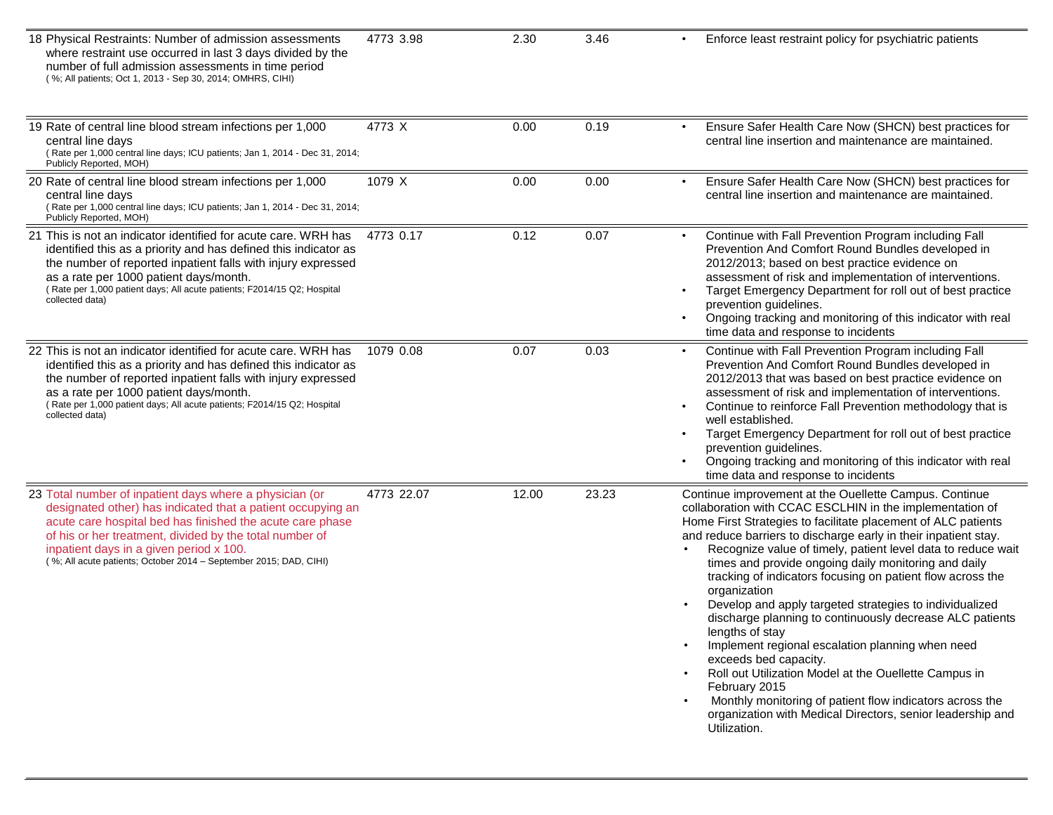| | | | | |
|---|---|---|---|---|
| 18 Physical Restraints: Number of admission assessments where restraint use occurred in last 3 days divided by the number of full admission assessments in time period<br>( %; All patients; Oct 1, 2013 - Sep 30, 2014; OMHRS, CIHI) | 4773 3.98 | 2.30 | 3.46 | • Enforce least restraint policy for psychiatric patients |
| 19 Rate of central line blood stream infections per 1,000 central line days<br>( Rate per 1,000 central line days; ICU patients; Jan 1, 2014 - Dec 31, 2014; Publicly Reported, MOH) | 4773 X | 0.00 | 0.19 | • Ensure Safer Health Care Now (SHCN) best practices for central line insertion and maintenance are maintained. |
| 20 Rate of central line blood stream infections per 1,000 central line days<br>( Rate per 1,000 central line days; ICU patients; Jan 1, 2014 - Dec 31, 2014; Publicly Reported, MOH) | 1079 X | 0.00 | 0.00 | • Ensure Safer Health Care Now (SHCN) best practices for central line insertion and maintenance are maintained. |
| 21 This is not an indicator identified for acute care. WRH has identified this as a priority and has defined this indicator as the number of reported inpatient falls with injury expressed as a rate per 1000 patient days/month.<br>( Rate per 1,000 patient days; All acute patients; F2014/15 Q2; Hospital collected data) | 4773 0.17 | 0.12 | 0.07 | • Continue with Fall Prevention Program including Fall Prevention And Comfort Round Bundles developed in 2012/2013; based on best practice evidence on assessment of risk and implementation of interventions.<br>• Target Emergency Department for roll out of best practice prevention guidelines.<br>• Ongoing tracking and monitoring of this indicator with real time data and response to incidents |
| 22 This is not an indicator identified for acute care. WRH has identified this as a priority and has defined this indicator as the number of reported inpatient falls with injury expressed as a rate per 1000 patient days/month.<br>( Rate per 1,000 patient days; All acute patients; F2014/15 Q2; Hospital collected data) | 1079 0.08 | 0.07 | 0.03 | • Continue with Fall Prevention Program including Fall Prevention And Comfort Round Bundles developed in 2012/2013 that was based on best practice evidence on assessment of risk and implementation of interventions.<br>• Continue to reinforce Fall Prevention methodology that is well established.<br>• Target Emergency Department for roll out of best practice prevention guidelines.<br>• Ongoing tracking and monitoring of this indicator with real time data and response to incidents |
| 23 Total number of inpatient days where a physician (or designated other) has indicated that a patient occupying an acute care hospital bed has finished the acute care phase of his or her treatment, divided by the total number of inpatient days in a given period x 100.<br>( %; All acute patients; October 2014 – September 2015; DAD, CIHI) | 4773 22.07 | 12.00 | 23.23 | Continue improvement at the Ouellette Campus. Continue collaboration with CCAC ESCLHIN in the implementation of Home First Strategies to facilitate placement of ALC patients and reduce barriers to discharge early in their inpatient stay.<br>• Recognize value of timely, patient level data to reduce wait times and provide ongoing daily monitoring and daily tracking of indicators focusing on patient flow across the organization<br>• Develop and apply targeted strategies to individualized discharge planning to continuously decrease ALC patients lengths of stay<br>• Implement regional escalation planning when need exceeds bed capacity.<br>• Roll out Utilization Model at the Ouellette Campus in February 2015<br>• Monthly monitoring of patient flow indicators across the organization with Medical Directors, senior leadership and Utilization. |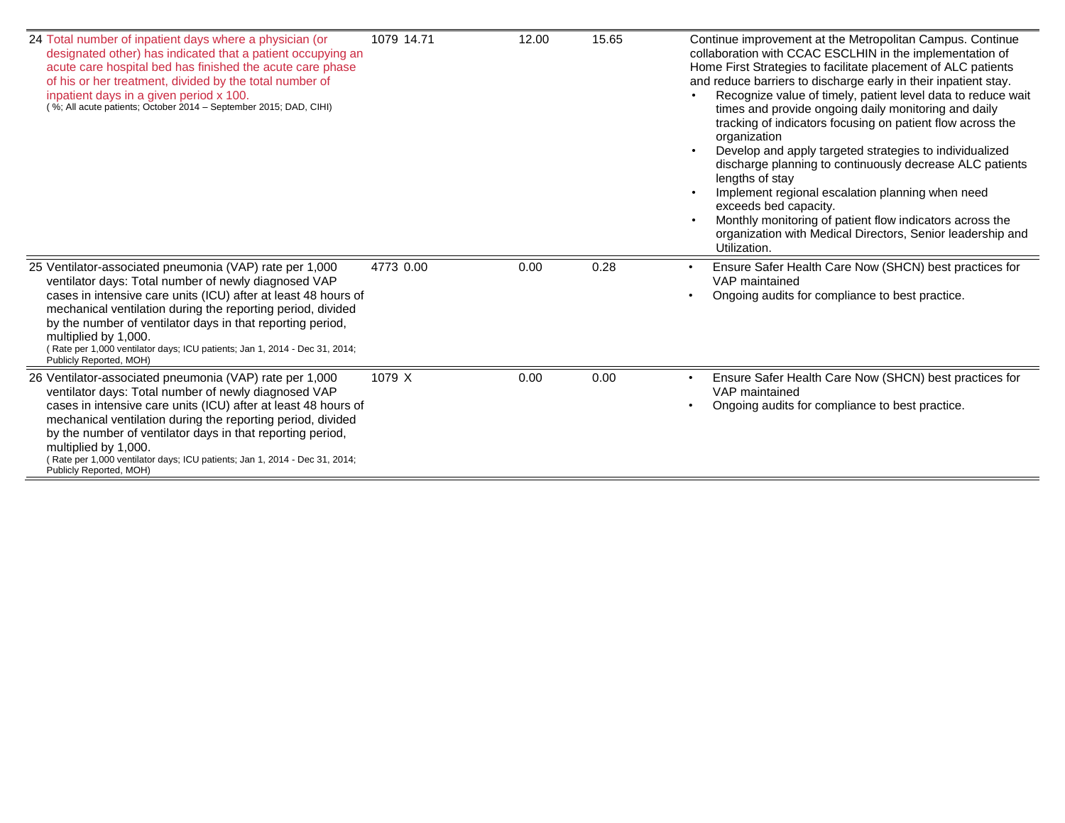| | | | | | |
|---|---|---|---|---|---|
| 24 | Total number of inpatient days where a physician (or designated other) has indicated that a patient occupying an acute care hospital bed has finished the acute care phase of his or her treatment, divided by the total number of inpatient days in a given period x 100.<br>( %; All acute patients; October 2014 – September 2015; DAD, CIHI) | 1079 14.71 | 12.00 | 15.65 | Continue improvement at the Metropolitan Campus. Continue collaboration with CCAC ESCLHIN in the implementation of Home First Strategies to facilitate placement of ALC patients and reduce barriers to discharge early in their inpatient stay.<br>• Recognize value of timely, patient level data to reduce wait times and provide ongoing daily monitoring and daily tracking of indicators focusing on patient flow across the organization<br>• Develop and apply targeted strategies to individualized discharge planning to continuously decrease ALC patients lengths of stay<br>• Implement regional escalation planning when need exceeds bed capacity.<br>• Monthly monitoring of patient flow indicators across the organization with Medical Directors, Senior leadership and Utilization. |
| 25 | Ventilator-associated pneumonia (VAP) rate per 1,000 ventilator days: Total number of newly diagnosed VAP cases in intensive care units (ICU) after at least 48 hours of mechanical ventilation during the reporting period, divided by the number of ventilator days in that reporting period, multiplied by 1,000.<br>( Rate per 1,000 ventilator days; ICU patients; Jan 1, 2014 - Dec 31, 2014; Publicly Reported, MOH) | 4773 0.00 | 0.00 | 0.28 | • Ensure Safer Health Care Now (SHCN) best practices for VAP maintained<br>• Ongoing audits for compliance to best practice. |
| 26 | Ventilator-associated pneumonia (VAP) rate per 1,000 ventilator days: Total number of newly diagnosed VAP cases in intensive care units (ICU) after at least 48 hours of mechanical ventilation during the reporting period, divided by the number of ventilator days in that reporting period, multiplied by 1,000.<br>( Rate per 1,000 ventilator days; ICU patients; Jan 1, 2014 - Dec 31, 2014; Publicly Reported, MOH) | 1079 X | 0.00 | 0.00 | • Ensure Safer Health Care Now (SHCN) best practices for VAP maintained<br>• Ongoing audits for compliance to best practice. |